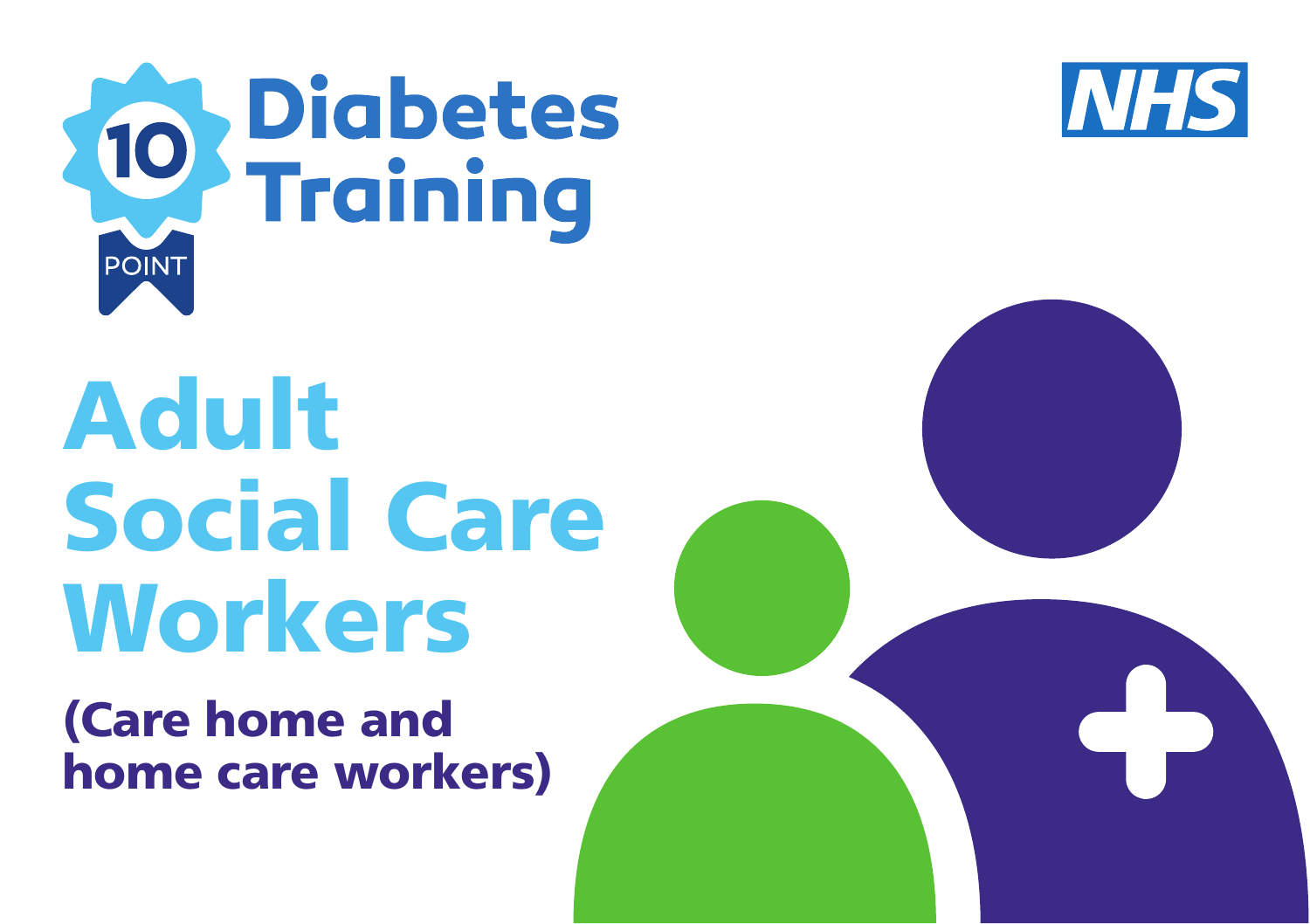10 POINT Diabetes Training

NHS

# Adult Social Care Workers

## (Care home and home care workers)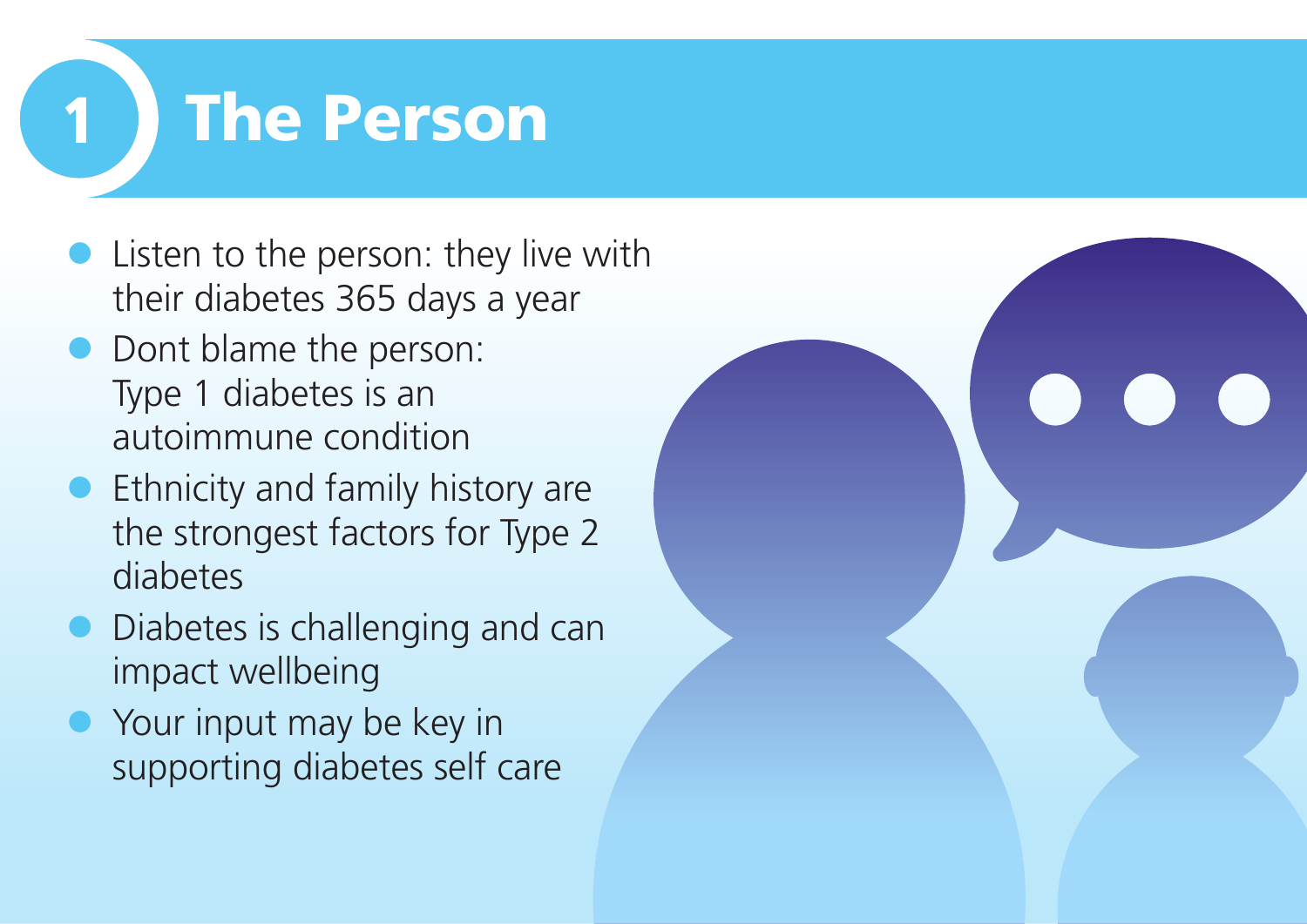# 1 The Person

- Listen to the person: they live with their diabetes 365 days a year
- Dont blame the person: Type 1 diabetes is an autoimmune condition
- Ethnicity and family history are the strongest factors for Type 2 diabetes
- Diabetes is challenging and can impact wellbeing
- Your input may be key in supporting diabetes self care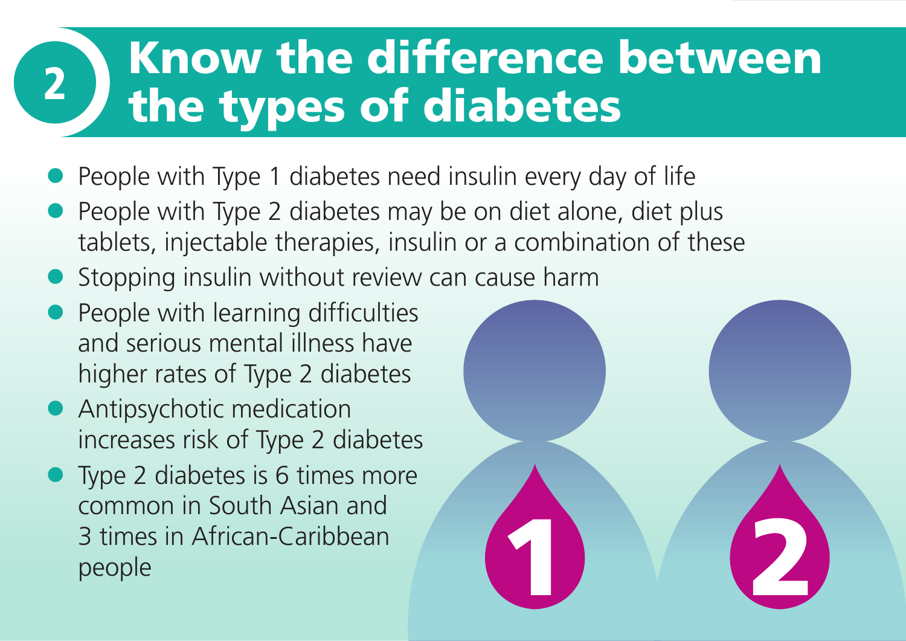## 2 Know the difference between the types of diabetes

- People with Type 1 diabetes need insulin every day of life
- People with Type 2 diabetes may be on diet alone, diet plus tablets, injectable therapies, insulin or a combination of these
- Stopping insulin without review can cause harm
- People with learning difficulties and serious mental illness have higher rates of Type 2 diabetes
- Antipsychotic medication increases risk of Type 2 diabetes
- Type 2 diabetes is 6 times more common in South Asian and 3 times in African-Caribbean people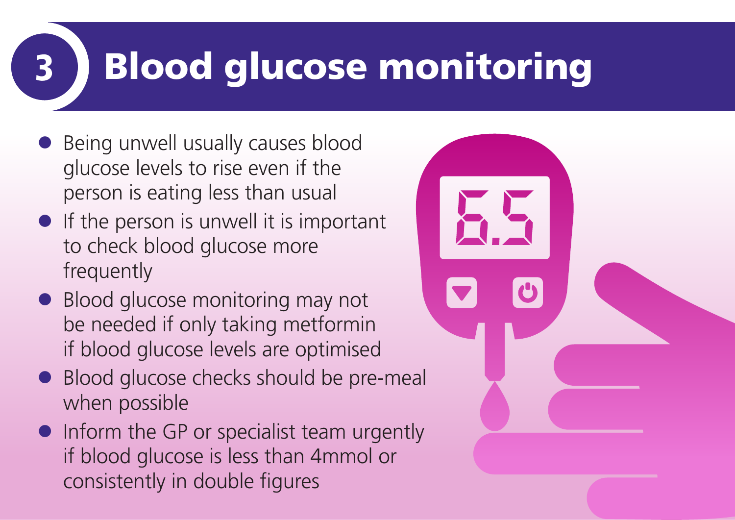# 3 Blood glucose monitoring

- Being unwell usually causes blood glucose levels to rise even if the person is eating less than usual
- If the person is unwell it is important to check blood glucose more frequently
- Blood glucose monitoring may not be needed if only taking metformin if blood glucose levels are optimised
- Blood glucose checks should be pre-meal when possible
- Inform the GP or specialist team urgently if blood glucose is less than 4mmol or consistently in double figures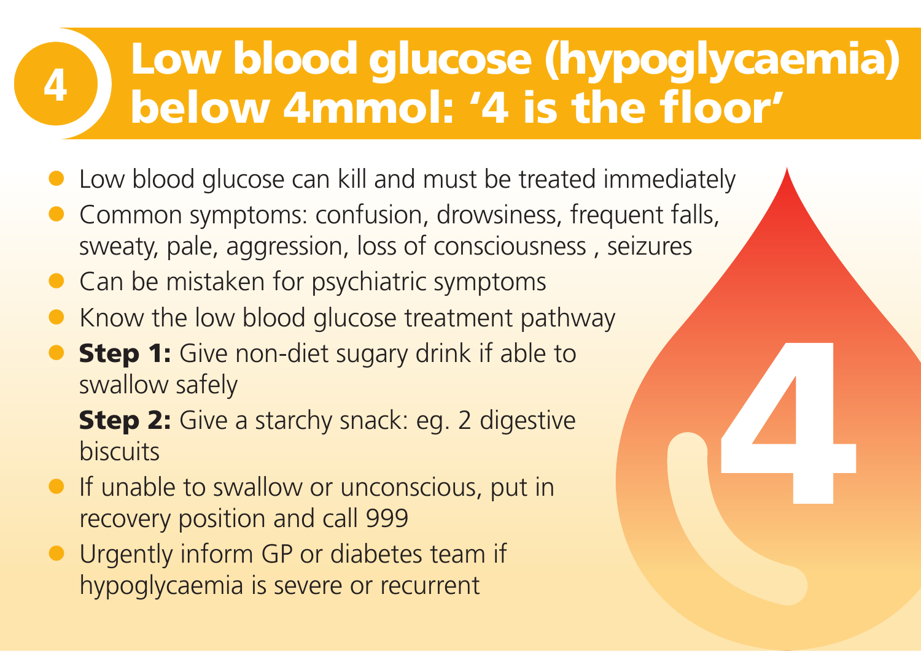# 4 Low blood glucose (hypoglycaemia) below 4mmol: '4 is the floor'

- Low blood glucose can kill and must be treated immediately
- Common symptoms: confusion, drowsiness, frequent falls, sweaty, pale, aggression, loss of consciousness , seizures
- Can be mistaken for psychiatric symptoms
- Know the low blood glucose treatment pathway
- **Step 1:** Give non-diet sugary drink if able to swallow safely

  **Step 2:** Give a starchy snack: eg. 2 digestive biscuits
- If unable to swallow or unconscious, put in recovery position and call 999
- Urgently inform GP or diabetes team if hypoglycaemia is severe or recurrent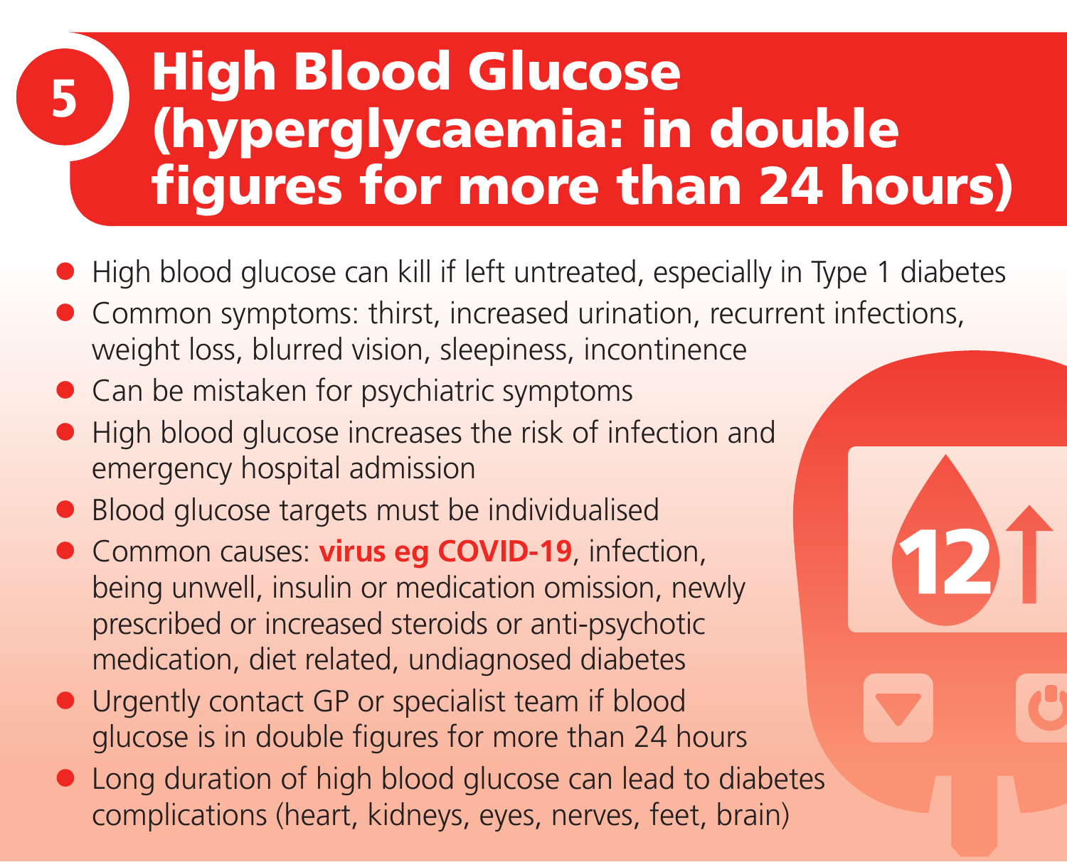## 5 High Blood Glucose (hyperglycaemia: in double figures for more than 24 hours)

- High blood glucose can kill if left untreated, especially in Type 1 diabetes
- Common symptoms: thirst, increased urination, recurrent infections, weight loss, blurred vision, sleepiness, incontinence
- Can be mistaken for psychiatric symptoms
- High blood glucose increases the risk of infection and emergency hospital admission
- Blood glucose targets must be individualised
- Common causes: **virus eg COVID-19**, infection, being unwell, insulin or medication omission, newly prescribed or increased steroids or anti-psychotic medication, diet related, undiagnosed diabetes
- Urgently contact GP or specialist team if blood glucose is in double figures for more than 24 hours
- Long duration of high blood glucose can lead to diabetes complications (heart, kidneys, eyes, nerves, feet, brain)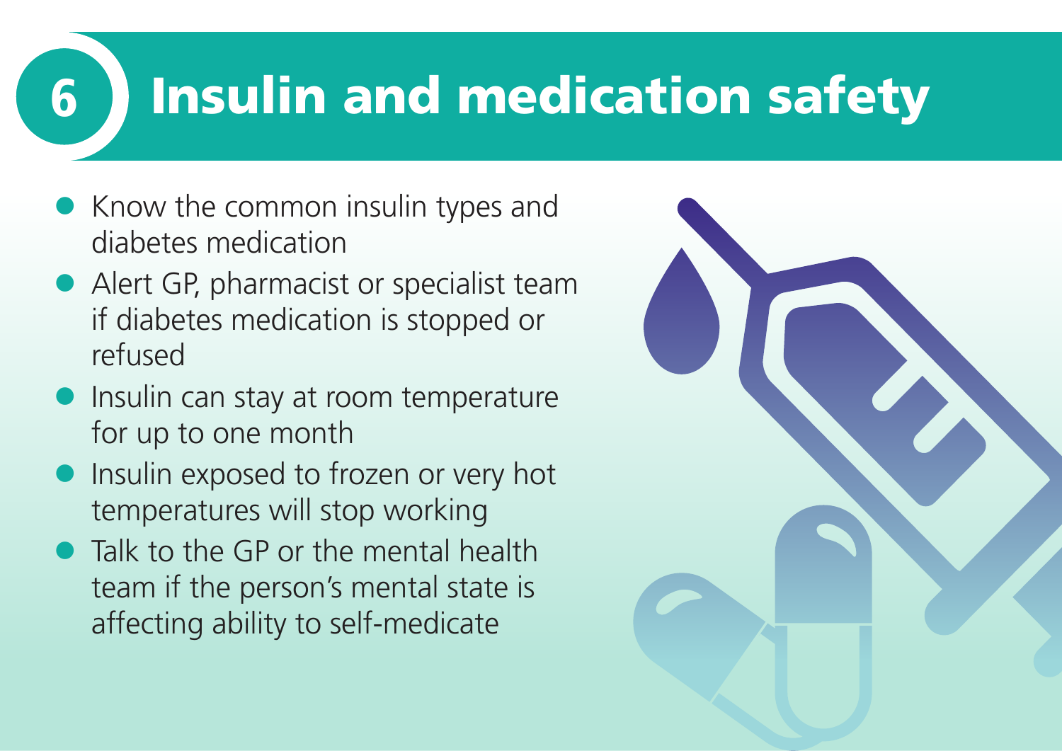# 6 Insulin and medication safety

- Know the common insulin types and diabetes medication
- Alert GP, pharmacist or specialist team if diabetes medication is stopped or refused
- Insulin can stay at room temperature for up to one month
- Insulin exposed to frozen or very hot temperatures will stop working
- Talk to the GP or the mental health team if the person's mental state is affecting ability to self-medicate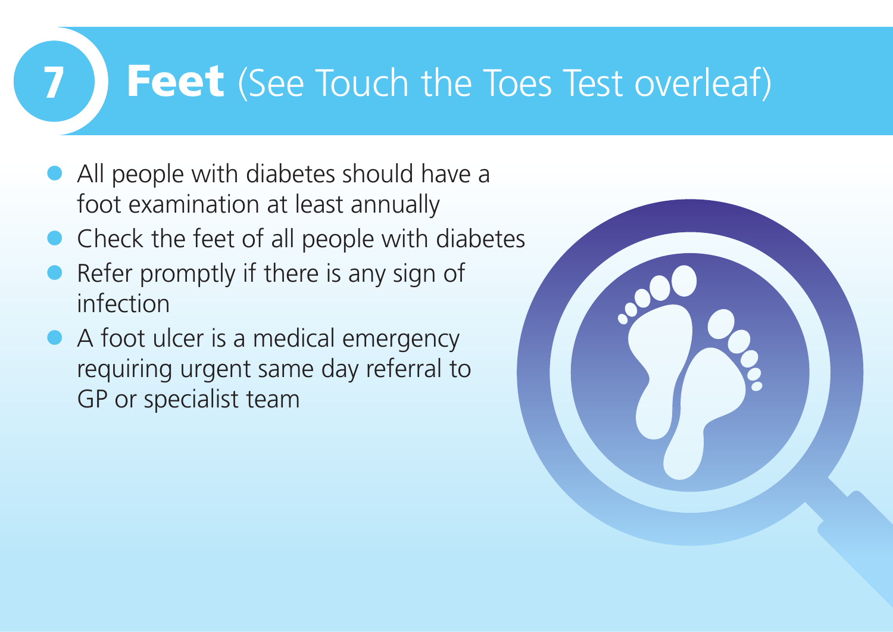# 7 Feet (See Touch the Toes Test overleaf)

- All people with diabetes should have a foot examination at least annually
- Check the feet of all people with diabetes
- Refer promptly if there is any sign of infection
- A foot ulcer is a medical emergency requiring urgent same day referral to GP or specialist team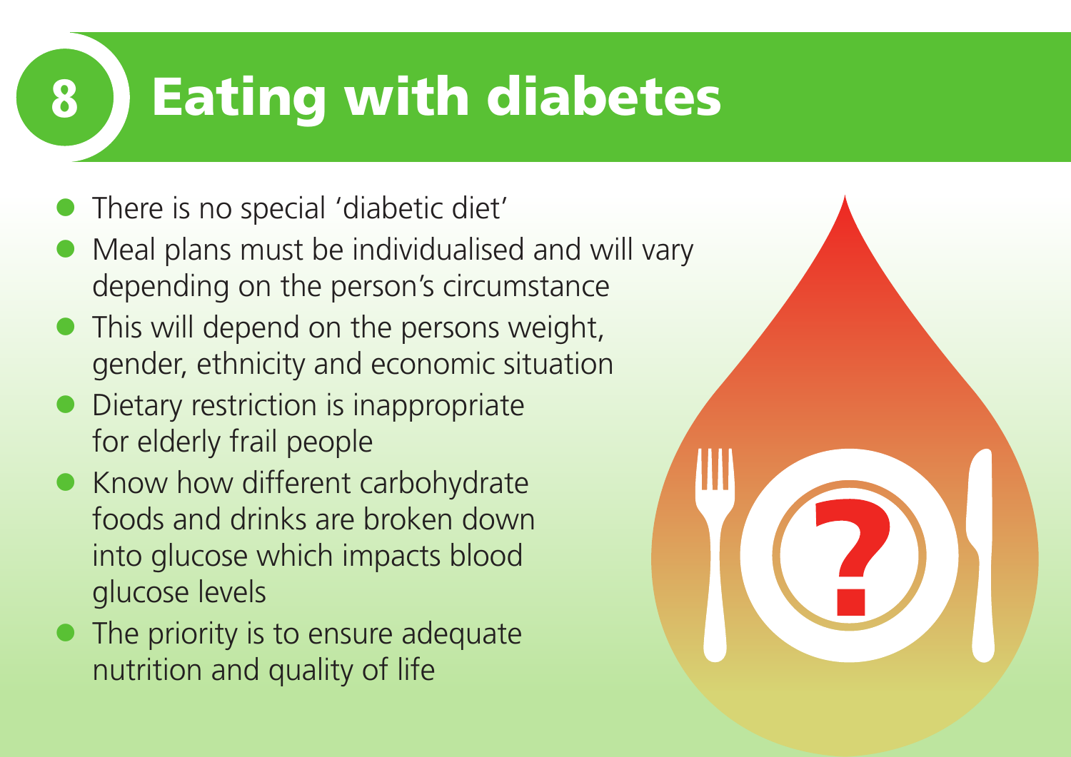# 8 Eating with diabetes

- There is no special 'diabetic diet'
- Meal plans must be individualised and will vary depending on the person's circumstance
- This will depend on the persons weight, gender, ethnicity and economic situation
- Dietary restriction is inappropriate for elderly frail people
- Know how different carbohydrate foods and drinks are broken down into glucose which impacts blood glucose levels
- The priority is to ensure adequate nutrition and quality of life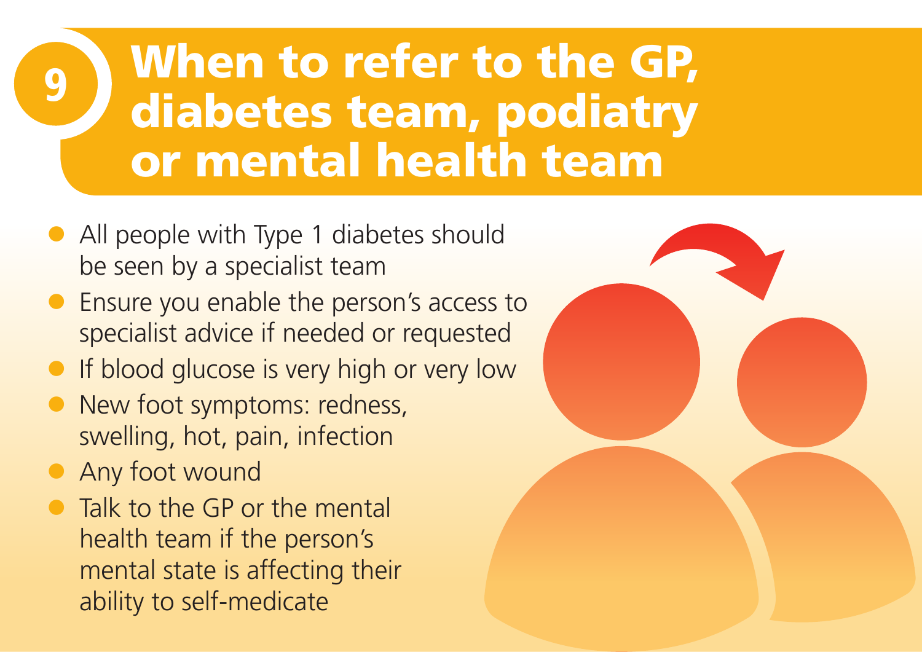# 9 When to refer to the GP, diabetes team, podiatry or mental health team

- All people with Type 1 diabetes should be seen by a specialist team
- Ensure you enable the person's access to specialist advice if needed or requested
- If blood glucose is very high or very low
- New foot symptoms: redness, swelling, hot, pain, infection
- Any foot wound
- Talk to the GP or the mental health team if the person's mental state is affecting their ability to self-medicate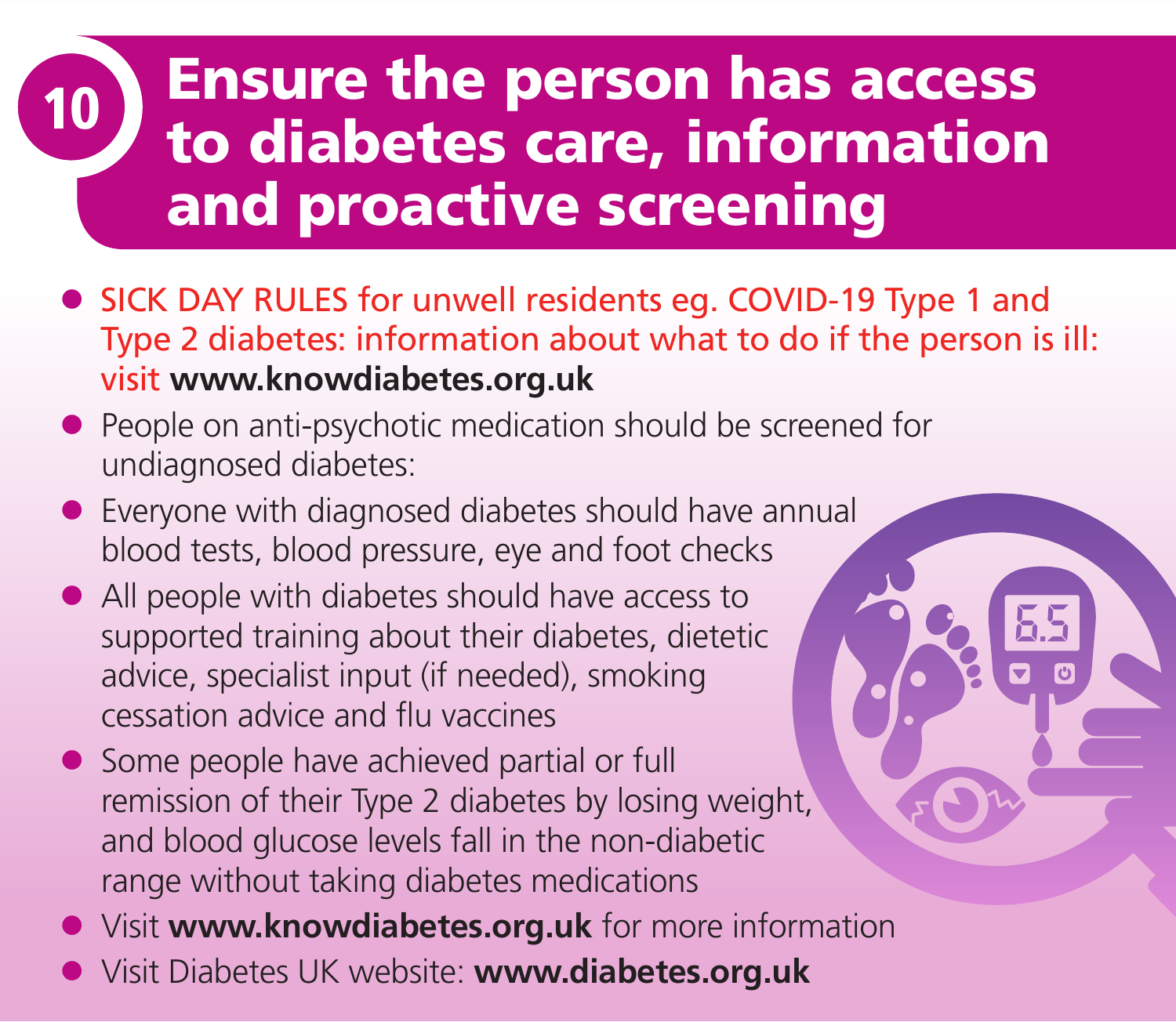## 10 Ensure the person has access to diabetes care, information and proactive screening

- SICK DAY RULES for unwell residents eg. COVID-19 Type 1 and Type 2 diabetes: information about what to do if the person is ill: visit **www.knowdiabetes.org.uk**
- People on anti-psychotic medication should be screened for undiagnosed diabetes:
- Everyone with diagnosed diabetes should have annual blood tests, blood pressure, eye and foot checks
- All people with diabetes should have access to supported training about their diabetes, dietetic advice, specialist input (if needed), smoking cessation advice and flu vaccines
- Some people have achieved partial or full remission of their Type 2 diabetes by losing weight, and blood glucose levels fall in the non-diabetic range without taking diabetes medications
- Visit **www.knowdiabetes.org.uk** for more information
- Visit Diabetes UK website: **www.diabetes.org.uk**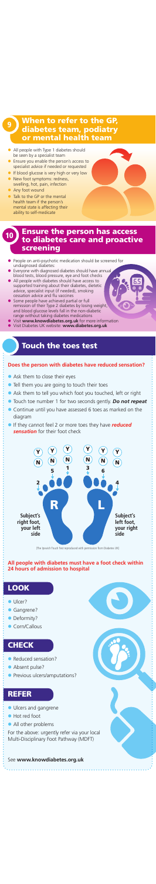## 9 When to refer to the GP, diabetes team, podiatry or mental health team

- All people with Type 1 diabetes should be seen by a specialist team
- Ensure you enable the person's access to specialist advice if needed or requested
- If blood glucose is very high or very low
- New foot symptoms: redness, swelling, hot, pain, infection
- Any foot wound
- Talk to the GP or the mental health team if the person's mental state is affecting their ability to self-medicate

## 10 Ensure the person has access to diabetes care and proactive screening

- People on anti-psychotic medication should be screened for undiagnosed diabetes
- Everyone with diagnosed diabetes should have annual blood tests, blood pressure, eye and foot checks
- All people with diabetes should have access to supported training about their diabetes, dietetic advice, specialist input (if needed), smoking cessation advice and flu vaccines
- Some people have achieved partial or full remission of their Type 2 diabetes by losing weight, and blood glucose levels fall in the non-diabetic range without taking diabetes medications
- Visit **www.knowdiabetes.org.uk** for more information
- Visit Diabetes UK website: **www.diabetes.org.uk**

## Touch the toes test

**Does the person with diabetes have reduced sensation?**

- Ask them to close their eyes
- Tell them you are going to touch their toes
- Ask them to tell you which foot you touched, left or right
- Touch toe number 1 for two seconds gently. ***Do not repeat***
- Continue until you have assessed 6 toes as marked on the diagram
- If they cannot feel 2 or more toes they have ***reduced sensation*** for their foot check

Y N 5 | Y N 1 | Y N 2 | Y N 3 | Y N 6 | Y N 4

R — Subject's right foot, your left side

L — Subject's left foot, your right side

(The Ipswich Touch Test reproduced with permission from Diabetes UK)

**All people with diabetes must have a foot check within 24 hours of admission to hospital**

## LOOK

- Ulcer?
- Gangrene?
- Deformity?
- Corn/Callous

## CHECK

- Reduced sensation?
- Absent pulse?
- Previous ulcers/amputations?

## REFER

- Ulcers and gangrene
- Hot red foot
- All other problems

For the above: urgently refer via your local Multi-Disciplinary Foot Pathway (MDFT)

See **www.knowdiabetes.org.uk**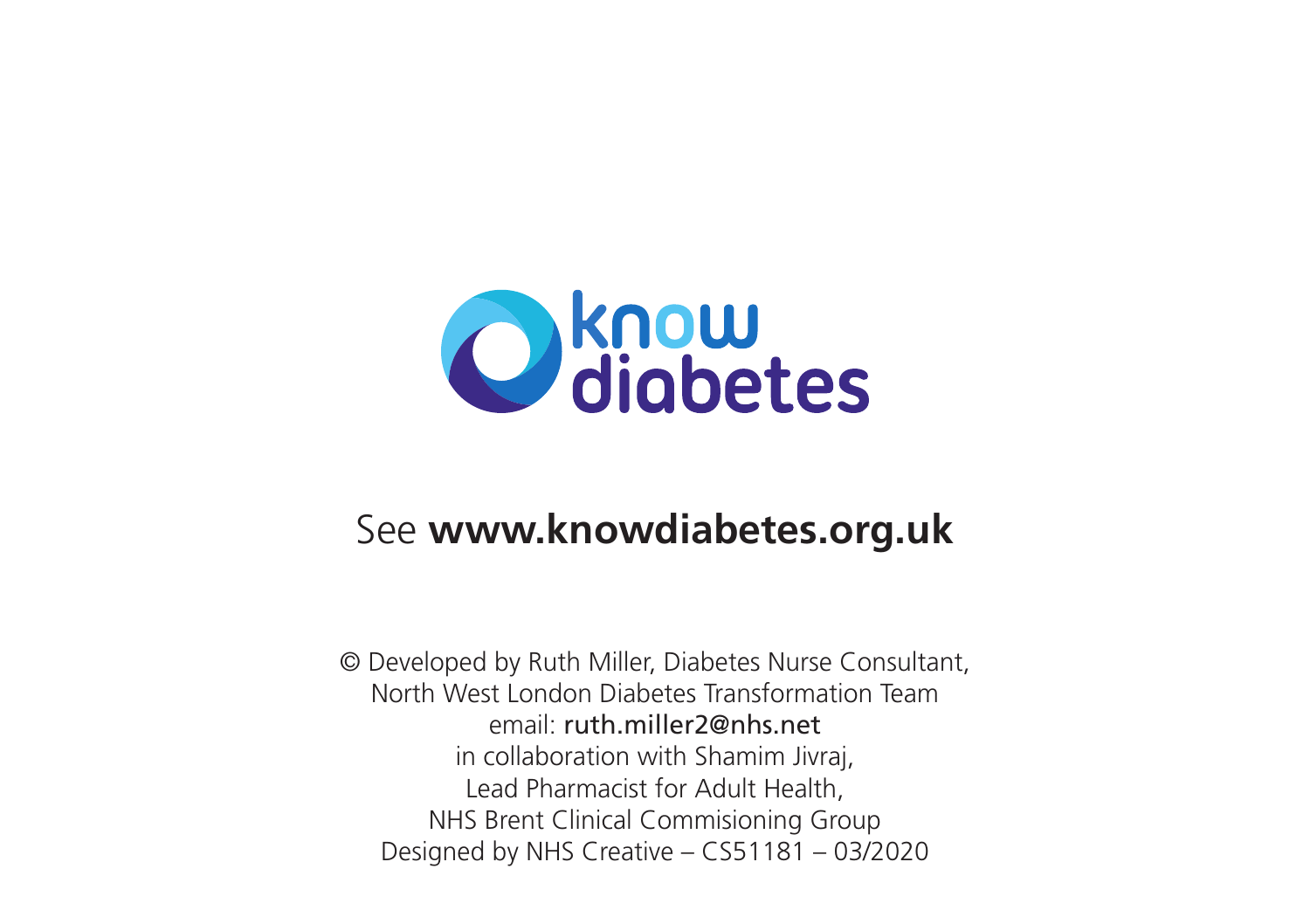know diabetes

See **www.knowdiabetes.org.uk**

© Developed by Ruth Miller, Diabetes Nurse Consultant,
North West London Diabetes Transformation Team
email: ruth.miller2@nhs.net
in collaboration with Shamim Jivraj,
Lead Pharmacist for Adult Health,
NHS Brent Clinical Commisioning Group
Designed by NHS Creative – CS51181 – 03/2020